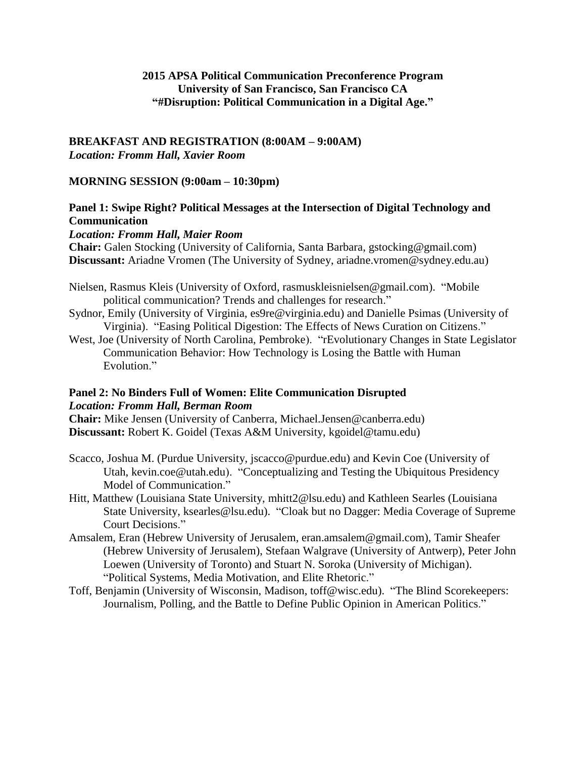**2015 APSA Political Communication Preconference Program**
**University of San Francisco, San Francisco CA**
**"#Disruption: Political Communication in a Digital Age."**

**BREAKFAST AND REGISTRATION (8:00AM – 9:00AM)**
***Location: Fromm Hall, Xavier Room***

**MORNING SESSION (9:00am – 10:30pm)**

**Panel 1: Swipe Right? Political Messages at the Intersection of Digital Technology and Communication**
***Location: Fromm Hall, Maier Room***
**Chair:** Galen Stocking (University of California, Santa Barbara, gstocking@gmail.com)
**Discussant:** Ariadne Vromen (The University of Sydney, ariadne.vromen@sydney.edu.au)

Nielsen, Rasmus Kleis (University of Oxford, rasmuskleisnielsen@gmail.com). "Mobile political communication? Trends and challenges for research."

Sydnor, Emily (University of Virginia, es9re@virginia.edu) and Danielle Psimas (University of Virginia). "Easing Political Digestion: The Effects of News Curation on Citizens."

West, Joe (University of North Carolina, Pembroke). "rEvolutionary Changes in State Legislator Communication Behavior: How Technology is Losing the Battle with Human Evolution."

**Panel 2: No Binders Full of Women: Elite Communication Disrupted**
***Location: Fromm Hall, Berman Room***
**Chair:** Mike Jensen (University of Canberra, Michael.Jensen@canberra.edu)
**Discussant:** Robert K. Goidel (Texas A&M University, kgoidel@tamu.edu)

Scacco, Joshua M. (Purdue University, jscacco@purdue.edu) and Kevin Coe (University of Utah, kevin.coe@utah.edu). "Conceptualizing and Testing the Ubiquitous Presidency Model of Communication."

Hitt, Matthew (Louisiana State University, mhitt2@lsu.edu) and Kathleen Searles (Louisiana State University, ksearles@lsu.edu). "Cloak but no Dagger: Media Coverage of Supreme Court Decisions."

Amsalem, Eran (Hebrew University of Jerusalem, eran.amsalem@gmail.com), Tamir Sheafer (Hebrew University of Jerusalem), Stefaan Walgrave (University of Antwerp), Peter John Loewen (University of Toronto) and Stuart N. Soroka (University of Michigan). "Political Systems, Media Motivation, and Elite Rhetoric."

Toff, Benjamin (University of Wisconsin, Madison, toff@wisc.edu). "The Blind Scorekeepers: Journalism, Polling, and the Battle to Define Public Opinion in American Politics."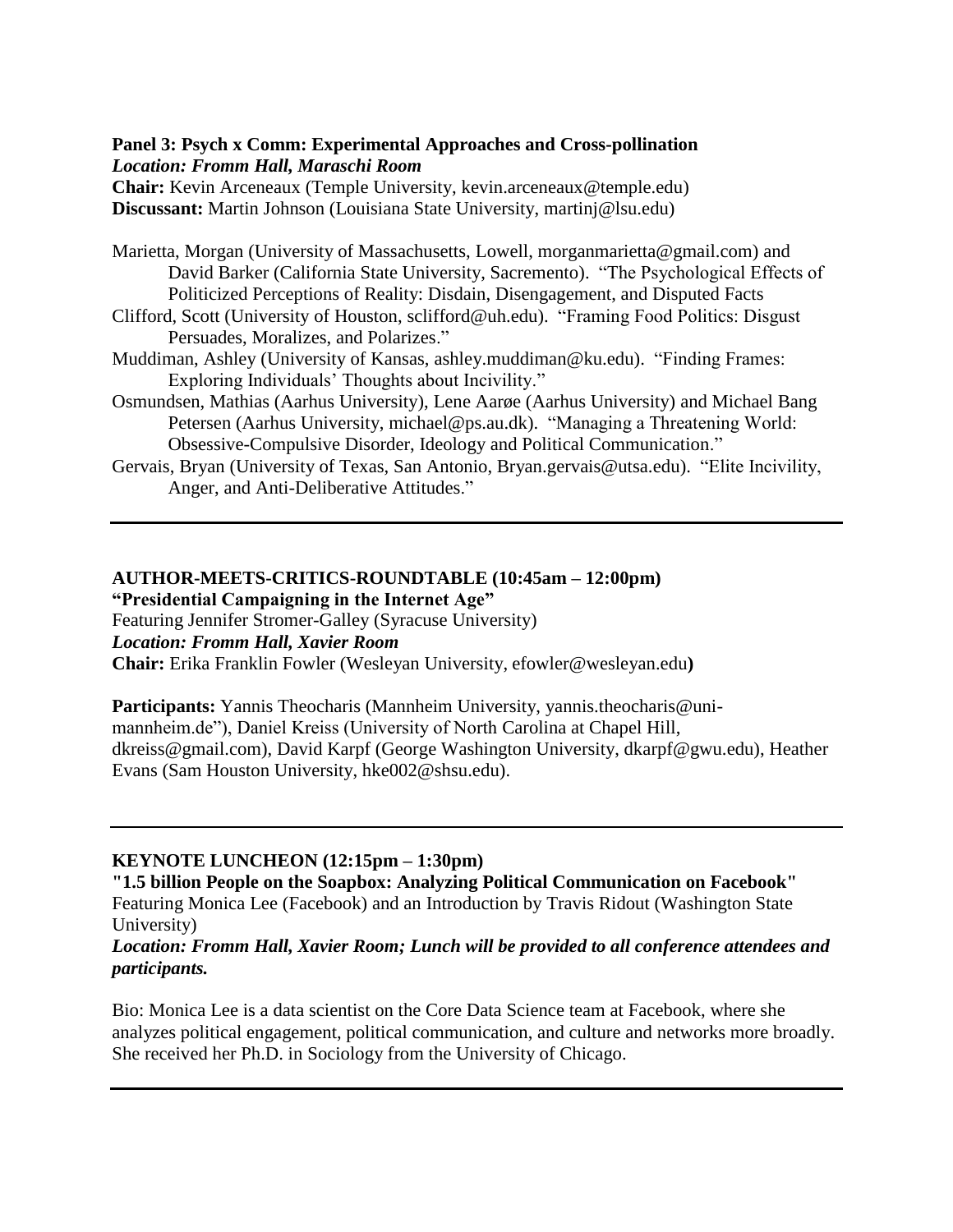**Panel 3: Psych x Comm: Experimental Approaches and Cross-pollination**
***Location: Fromm Hall, Maraschi Room***
**Chair:** Kevin Arceneaux (Temple University, kevin.arceneaux@temple.edu)
**Discussant:** Martin Johnson (Louisiana State University, martinj@lsu.edu)

Marietta, Morgan (University of Massachusetts, Lowell, morganmarietta@gmail.com) and David Barker (California State University, Sacramento). "The Psychological Effects of Politicized Perceptions of Reality: Disdain, Disengagement, and Disputed Facts

Clifford, Scott (University of Houston, sclifford@uh.edu). "Framing Food Politics: Disgust Persuades, Moralizes, and Polarizes."

Muddiman, Ashley (University of Kansas, ashley.muddiman@ku.edu). "Finding Frames: Exploring Individuals' Thoughts about Incivility."

Osmundsen, Mathias (Aarhus University), Lene Aarøe (Aarhus University) and Michael Bang Petersen (Aarhus University, michael@ps.au.dk). "Managing a Threatening World: Obsessive-Compulsive Disorder, Ideology and Political Communication."

Gervais, Bryan (University of Texas, San Antonio, Bryan.gervais@utsa.edu). "Elite Incivility, Anger, and Anti-Deliberative Attitudes."

---

**AUTHOR-MEETS-CRITICS-ROUNDTABLE (10:45am – 12:00pm)**
**"Presidential Campaigning in the Internet Age"**
Featuring Jennifer Stromer-Galley (Syracuse University)
***Location: Fromm Hall, Xavier Room***
**Chair:** Erika Franklin Fowler (Wesleyan University, efowler@wesleyan.edu**)**

**Participants:** Yannis Theocharis (Mannheim University, yannis.theocharis@uni-mannheim.de"), Daniel Kreiss (University of North Carolina at Chapel Hill, dkreiss@gmail.com), David Karpf (George Washington University, dkarpf@gwu.edu), Heather Evans (Sam Houston University, hke002@shsu.edu).

---

**KEYNOTE LUNCHEON (12:15pm – 1:30pm)**
**"1.5 billion People on the Soapbox: Analyzing Political Communication on Facebook"**
Featuring Monica Lee (Facebook) and an Introduction by Travis Ridout (Washington State University)
***Location: Fromm Hall, Xavier Room; Lunch will be provided to all conference attendees and participants.***

Bio: Monica Lee is a data scientist on the Core Data Science team at Facebook, where she analyzes political engagement, political communication, and culture and networks more broadly. She received her Ph.D. in Sociology from the University of Chicago.

---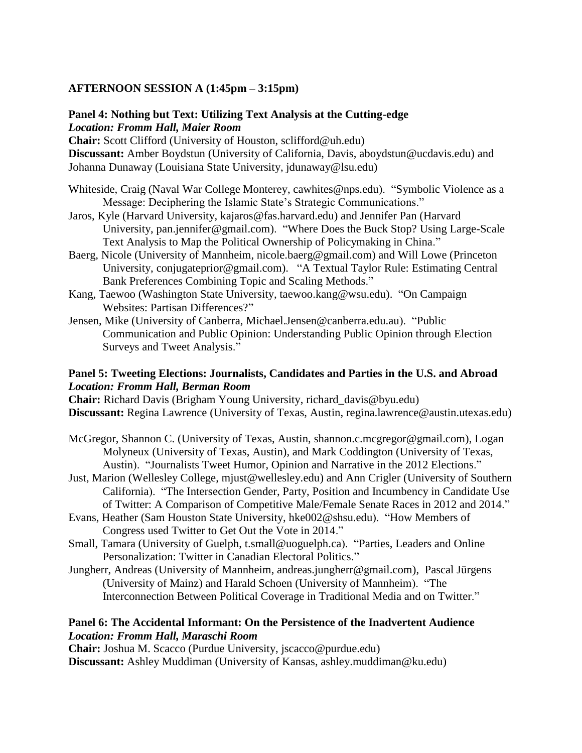### AFTERNOON SESSION A (1:45pm – 3:15pm)

#### Panel 4: Nothing but Text: Utilizing Text Analysis at the Cutting-edge
***Location: Fromm Hall, Maier Room***

**Chair:** Scott Clifford (University of Houston, sclifford@uh.edu)
**Discussant:** Amber Boydstun (University of California, Davis, aboydstun@ucdavis.edu) and Johanna Dunaway (Louisiana State University, jdunaway@lsu.edu)

Whiteside, Craig (Naval War College Monterey, cawhites@nps.edu). "Symbolic Violence as a Message: Deciphering the Islamic State's Strategic Communications."

Jaros, Kyle (Harvard University, kajaros@fas.harvard.edu) and Jennifer Pan (Harvard University, pan.jennifer@gmail.com). "Where Does the Buck Stop? Using Large-Scale Text Analysis to Map the Political Ownership of Policymaking in China."

Baerg, Nicole (University of Mannheim, nicole.baerg@gmail.com) and Will Lowe (Princeton University, conjugateprior@gmail.com). "A Textual Taylor Rule: Estimating Central Bank Preferences Combining Topic and Scaling Methods."

Kang, Taewoo (Washington State University, taewoo.kang@wsu.edu). "On Campaign Websites: Partisan Differences?"

Jensen, Mike (University of Canberra, Michael.Jensen@canberra.edu.au). "Public Communication and Public Opinion: Understanding Public Opinion through Election Surveys and Tweet Analysis."

#### Panel 5: Tweeting Elections: Journalists, Candidates and Parties in the U.S. and Abroad
***Location: Fromm Hall, Berman Room***

**Chair:** Richard Davis (Brigham Young University, richard_davis@byu.edu)
**Discussant:** Regina Lawrence (University of Texas, Austin, regina.lawrence@austin.utexas.edu)

McGregor, Shannon C. (University of Texas, Austin, shannon.c.mcgregor@gmail.com), Logan Molyneux (University of Texas, Austin), and Mark Coddington (University of Texas, Austin). "Journalists Tweet Humor, Opinion and Narrative in the 2012 Elections."

Just, Marion (Wellesley College, mjust@wellesley.edu) and Ann Crigler (University of Southern California). "The Intersection Gender, Party, Position and Incumbency in Candidate Use of Twitter: A Comparison of Competitive Male/Female Senate Races in 2012 and 2014."

Evans, Heather (Sam Houston State University, hke002@shsu.edu). "How Members of Congress used Twitter to Get Out the Vote in 2014."

Small, Tamara (University of Guelph, t.small@uoguelph.ca). "Parties, Leaders and Online Personalization: Twitter in Canadian Electoral Politics."

Jungherr, Andreas (University of Mannheim, andreas.jungherr@gmail.com), Pascal Jürgens (University of Mainz) and Harald Schoen (University of Mannheim). "The Interconnection Between Political Coverage in Traditional Media and on Twitter."

#### Panel 6: The Accidental Informant: On the Persistence of the Inadvertent Audience
***Location: Fromm Hall, Maraschi Room***

**Chair:** Joshua M. Scacco (Purdue University, jscacco@purdue.edu)
**Discussant:** Ashley Muddiman (University of Kansas, ashley.muddiman@ku.edu)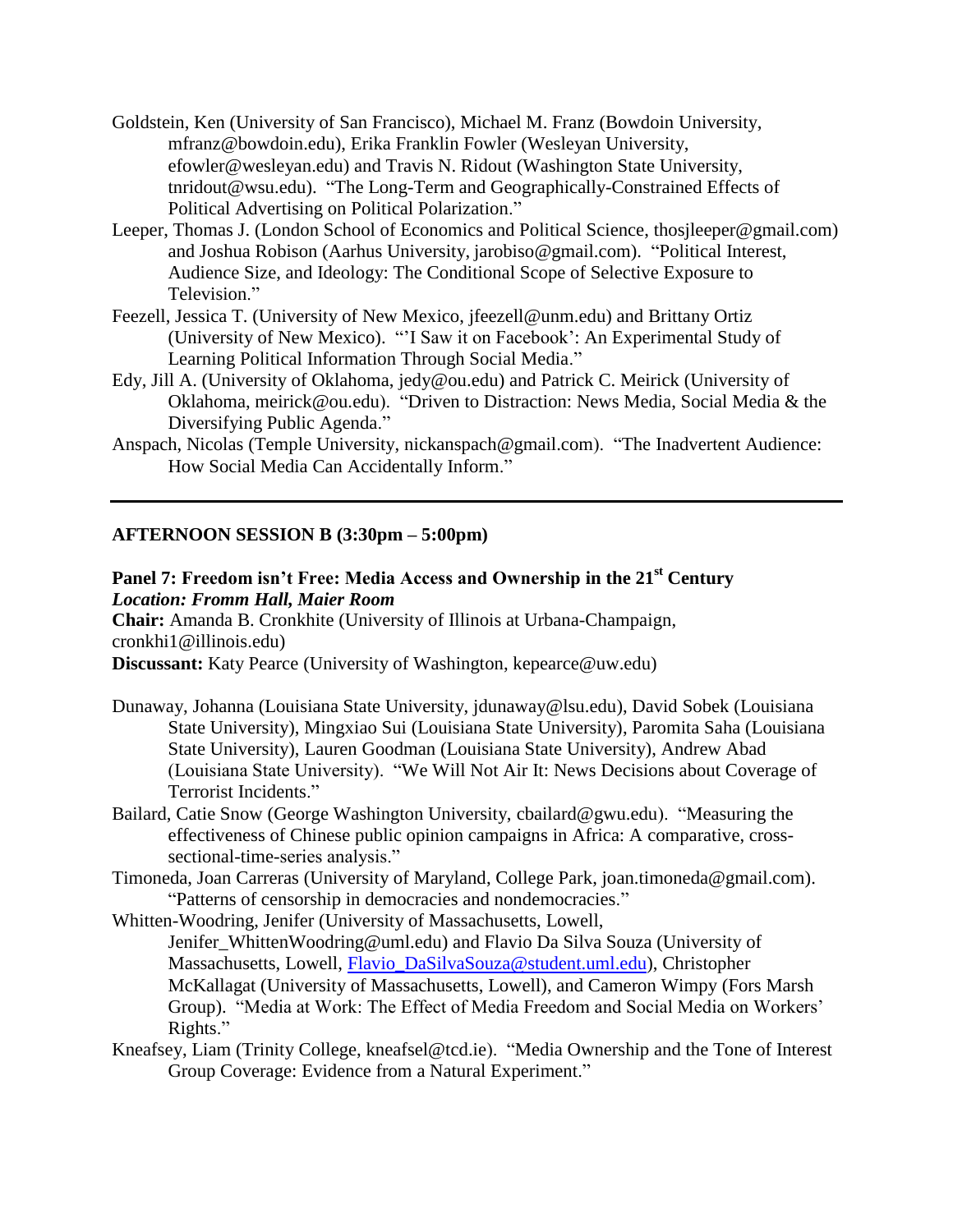Goldstein, Ken (University of San Francisco), Michael M. Franz (Bowdoin University, mfranz@bowdoin.edu), Erika Franklin Fowler (Wesleyan University, efowler@wesleyan.edu) and Travis N. Ridout (Washington State University, tnridout@wsu.edu). "The Long-Term and Geographically-Constrained Effects of Political Advertising on Political Polarization."

Leeper, Thomas J. (London School of Economics and Political Science, thosjleeper@gmail.com) and Joshua Robison (Aarhus University, jarobiso@gmail.com). "Political Interest, Audience Size, and Ideology: The Conditional Scope of Selective Exposure to Television."

Feezell, Jessica T. (University of New Mexico, jfeezell@unm.edu) and Brittany Ortiz (University of New Mexico). "'I Saw it on Facebook': An Experimental Study of Learning Political Information Through Social Media."

Edy, Jill A. (University of Oklahoma, jedy@ou.edu) and Patrick C. Meirick (University of Oklahoma, meirick@ou.edu). "Driven to Distraction: News Media, Social Media & the Diversifying Public Agenda."

Anspach, Nicolas (Temple University, nickanspach@gmail.com). "The Inadvertent Audience: How Social Media Can Accidentally Inform."

---

**AFTERNOON SESSION B (3:30pm – 5:00pm)**

**Panel 7: Freedom isn't Free: Media Access and Ownership in the 21st Century**
***Location: Fromm Hall, Maier Room***
**Chair:** Amanda B. Cronkhite (University of Illinois at Urbana-Champaign, cronkhi1@illinois.edu)
**Discussant:** Katy Pearce (University of Washington, kepearce@uw.edu)

Dunaway, Johanna (Louisiana State University, jdunaway@lsu.edu), David Sobek (Louisiana State University), Mingxiao Sui (Louisiana State University), Paromita Saha (Louisiana State University), Lauren Goodman (Louisiana State University), Andrew Abad (Louisiana State University). "We Will Not Air It: News Decisions about Coverage of Terrorist Incidents."

Bailard, Catie Snow (George Washington University, cbailard@gwu.edu). "Measuring the effectiveness of Chinese public opinion campaigns in Africa: A comparative, cross-sectional-time-series analysis."

Timoneda, Joan Carreras (University of Maryland, College Park, joan.timoneda@gmail.com). "Patterns of censorship in democracies and nondemocracies."

Whitten-Woodring, Jenifer (University of Massachusetts, Lowell, Jenifer_WhittenWoodring@uml.edu) and Flavio Da Silva Souza (University of Massachusetts, Lowell, Flavio_DaSilvaSouza@student.uml.edu), Christopher McKallagat (University of Massachusetts, Lowell), and Cameron Wimpy (Fors Marsh Group). "Media at Work: The Effect of Media Freedom and Social Media on Workers' Rights."

Kneafsey, Liam (Trinity College, kneafsel@tcd.ie). "Media Ownership and the Tone of Interest Group Coverage: Evidence from a Natural Experiment."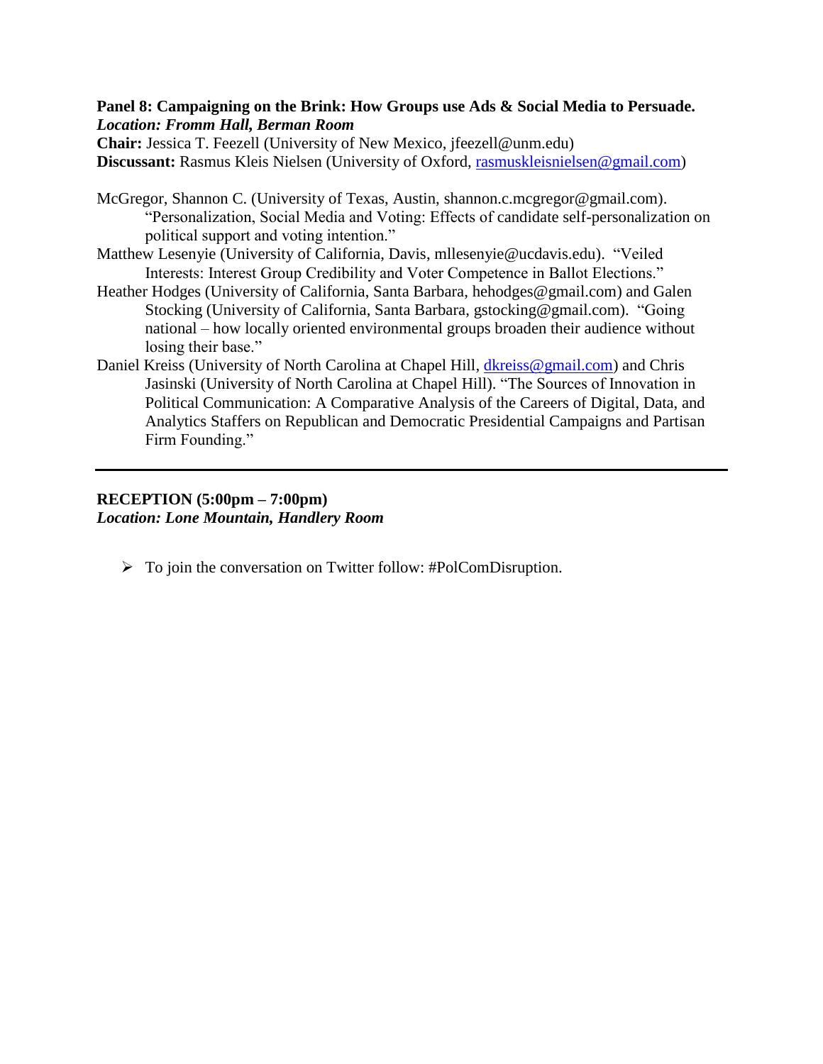**Panel 8: Campaigning on the Brink: How Groups use Ads & Social Media to Persuade.**
***Location: Fromm Hall, Berman Room***
**Chair:** Jessica T. Feezell (University of New Mexico, jfeezell@unm.edu)
**Discussant:** Rasmus Kleis Nielsen (University of Oxford, rasmuskleisnielsen@gmail.com)

McGregor, Shannon C. (University of Texas, Austin, shannon.c.mcgregor@gmail.com). "Personalization, Social Media and Voting: Effects of candidate self-personalization on political support and voting intention."

Matthew Lesenyie (University of California, Davis, mllesenyie@ucdavis.edu). "Veiled Interests: Interest Group Credibility and Voter Competence in Ballot Elections."

Heather Hodges (University of California, Santa Barbara, hehodges@gmail.com) and Galen Stocking (University of California, Santa Barbara, gstocking@gmail.com). "Going national – how locally oriented environmental groups broaden their audience without losing their base."

Daniel Kreiss (University of North Carolina at Chapel Hill, dkreiss@gmail.com) and Chris Jasinski (University of North Carolina at Chapel Hill). "The Sources of Innovation in Political Communication: A Comparative Analysis of the Careers of Digital, Data, and Analytics Staffers on Republican and Democratic Presidential Campaigns and Partisan Firm Founding."

---

**RECEPTION (5:00pm – 7:00pm)**
***Location: Lone Mountain, Handlery Room***

- To join the conversation on Twitter follow: #PolComDisruption.